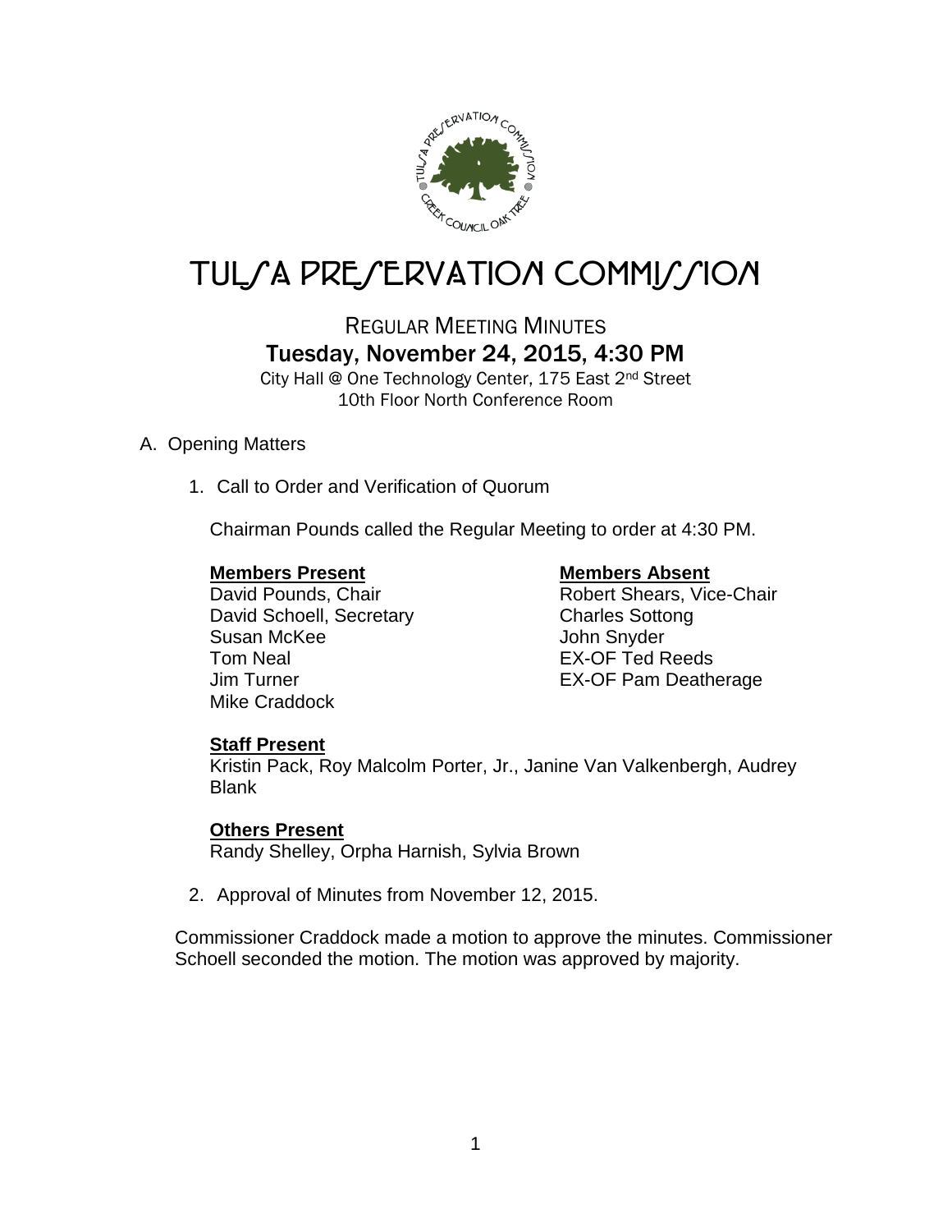# TULSA PRESERVATION COMMISSION

## REGULAR MEETING MINUTES

### Tuesday, November 24, 2015, 4:30 PM

City Hall @ One Technology Center, 175 East 2nd Street
10th Floor North Conference Room

A. Opening Matters

1. Call to Order and Verification of Quorum

   Chairman Pounds called the Regular Meeting to order at 4:30 PM.

   **Members Present**
   David Pounds, Chair
   David Schoell, Secretary
   Susan McKee
   Tom Neal
   Jim Turner
   Mike Craddock

   **Members Absent**
   Robert Shears, Vice-Chair
   Charles Sottong
   John Snyder
   EX-OF Ted Reeds
   EX-OF Pam Deatherage

   **Staff Present**
   Kristin Pack, Roy Malcolm Porter, Jr., Janine Van Valkenbergh, Audrey Blank

   **Others Present**
   Randy Shelley, Orpha Harnish, Sylvia Brown

2. Approval of Minutes from November 12, 2015.

Commissioner Craddock made a motion to approve the minutes. Commissioner Schoell seconded the motion. The motion was approved by majority.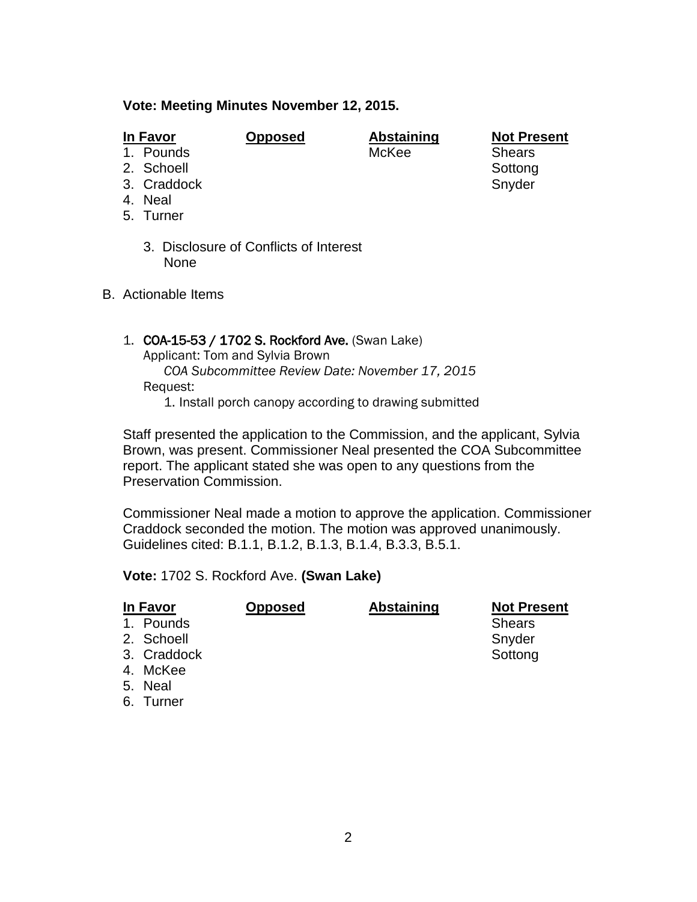**Vote: Meeting Minutes November 12, 2015.**

| In Favor | Opposed | Abstaining | Not Present |
|---|---|---|---|
| 1. Pounds | | McKee | Shears |
| 2. Schoell | | | Sottong |
| 3. Craddock | | | Snyder |
| 4. Neal | | | |
| 5. Turner | | | |

3. Disclosure of Conflicts of Interest
   None

B. Actionable Items

1. **COA-15-53 / 1702 S. Rockford Ave.** (Swan Lake)
   Applicant: Tom and Sylvia Brown
   *COA Subcommittee Review Date: November 17, 2015*
   Request:
   1. Install porch canopy according to drawing submitted

Staff presented the application to the Commission, and the applicant, Sylvia Brown, was present. Commissioner Neal presented the COA Subcommittee report. The applicant stated she was open to any questions from the Preservation Commission.

Commissioner Neal made a motion to approve the application. Commissioner Craddock seconded the motion. The motion was approved unanimously. Guidelines cited: B.1.1, B.1.2, B.1.3, B.1.4, B.3.3, B.5.1.

**Vote:** 1702 S. Rockford Ave. **(Swan Lake)**

| In Favor | Opposed | Abstaining | Not Present |
|---|---|---|---|
| 1. Pounds | | | Shears |
| 2. Schoell | | | Snyder |
| 3. Craddock | | | Sottong |
| 4. McKee | | | |
| 5. Neal | | | |
| 6. Turner | | | |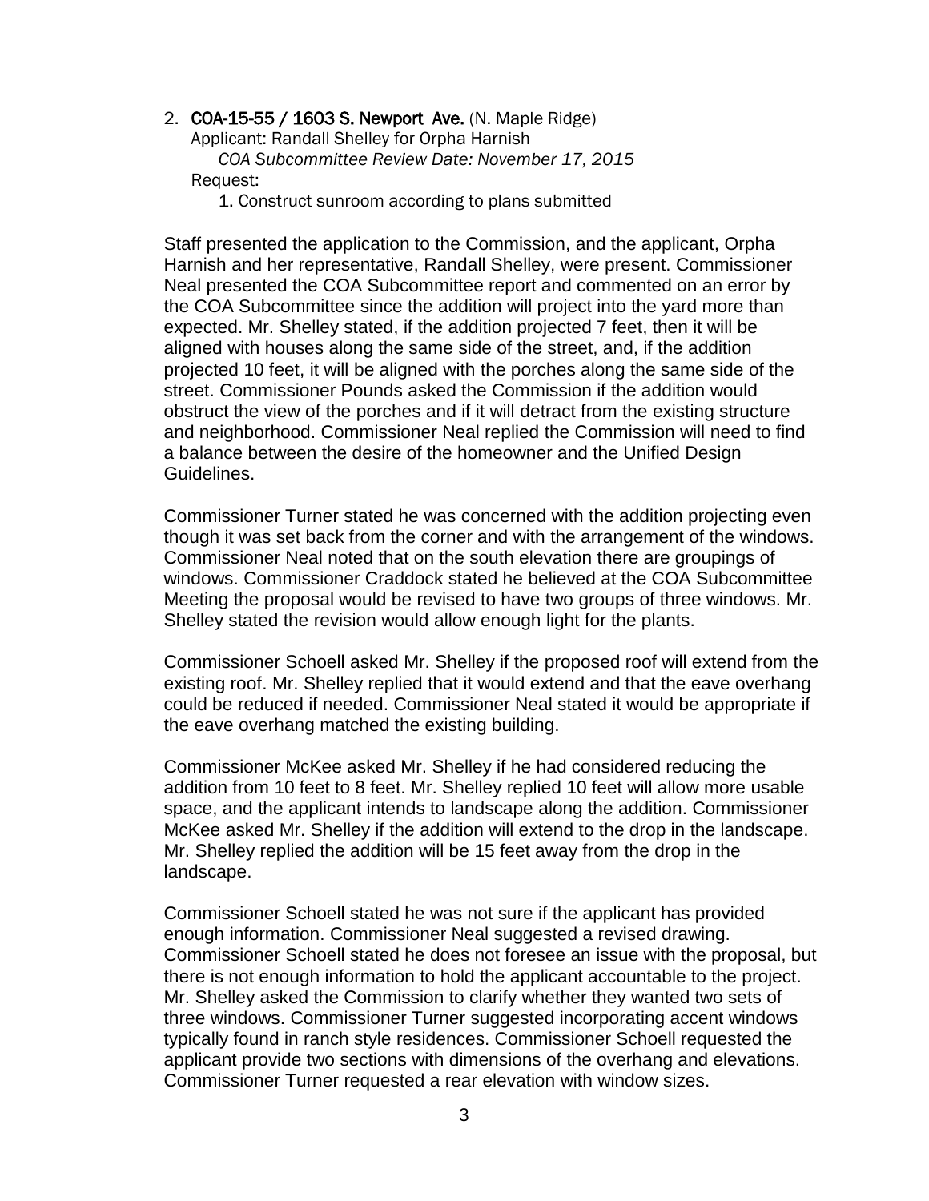2. **COA-15-55 / 1603 S. Newport Ave.** (N. Maple Ridge)
   Applicant: Randall Shelley for Orpha Harnish
   *COA Subcommittee Review Date: November 17, 2015*
   Request:
   1. Construct sunroom according to plans submitted

Staff presented the application to the Commission, and the applicant, Orpha Harnish and her representative, Randall Shelley, were present. Commissioner Neal presented the COA Subcommittee report and commented on an error by the COA Subcommittee since the addition will project into the yard more than expected. Mr. Shelley stated, if the addition projected 7 feet, then it will be aligned with houses along the same side of the street, and, if the addition projected 10 feet, it will be aligned with the porches along the same side of the street. Commissioner Pounds asked the Commission if the addition would obstruct the view of the porches and if it will detract from the existing structure and neighborhood. Commissioner Neal replied the Commission will need to find a balance between the desire of the homeowner and the Unified Design Guidelines.

Commissioner Turner stated he was concerned with the addition projecting even though it was set back from the corner and with the arrangement of the windows. Commissioner Neal noted that on the south elevation there are groupings of windows. Commissioner Craddock stated he believed at the COA Subcommittee Meeting the proposal would be revised to have two groups of three windows. Mr. Shelley stated the revision would allow enough light for the plants.

Commissioner Schoell asked Mr. Shelley if the proposed roof will extend from the existing roof. Mr. Shelley replied that it would extend and that the eave overhang could be reduced if needed. Commissioner Neal stated it would be appropriate if the eave overhang matched the existing building.

Commissioner McKee asked Mr. Shelley if he had considered reducing the addition from 10 feet to 8 feet. Mr. Shelley replied 10 feet will allow more usable space, and the applicant intends to landscape along the addition. Commissioner McKee asked Mr. Shelley if the addition will extend to the drop in the landscape. Mr. Shelley replied the addition will be 15 feet away from the drop in the landscape.

Commissioner Schoell stated he was not sure if the applicant has provided enough information. Commissioner Neal suggested a revised drawing. Commissioner Schoell stated he does not foresee an issue with the proposal, but there is not enough information to hold the applicant accountable to the project. Mr. Shelley asked the Commission to clarify whether they wanted two sets of three windows. Commissioner Turner suggested incorporating accent windows typically found in ranch style residences. Commissioner Schoell requested the applicant provide two sections with dimensions of the overhang and elevations. Commissioner Turner requested a rear elevation with window sizes.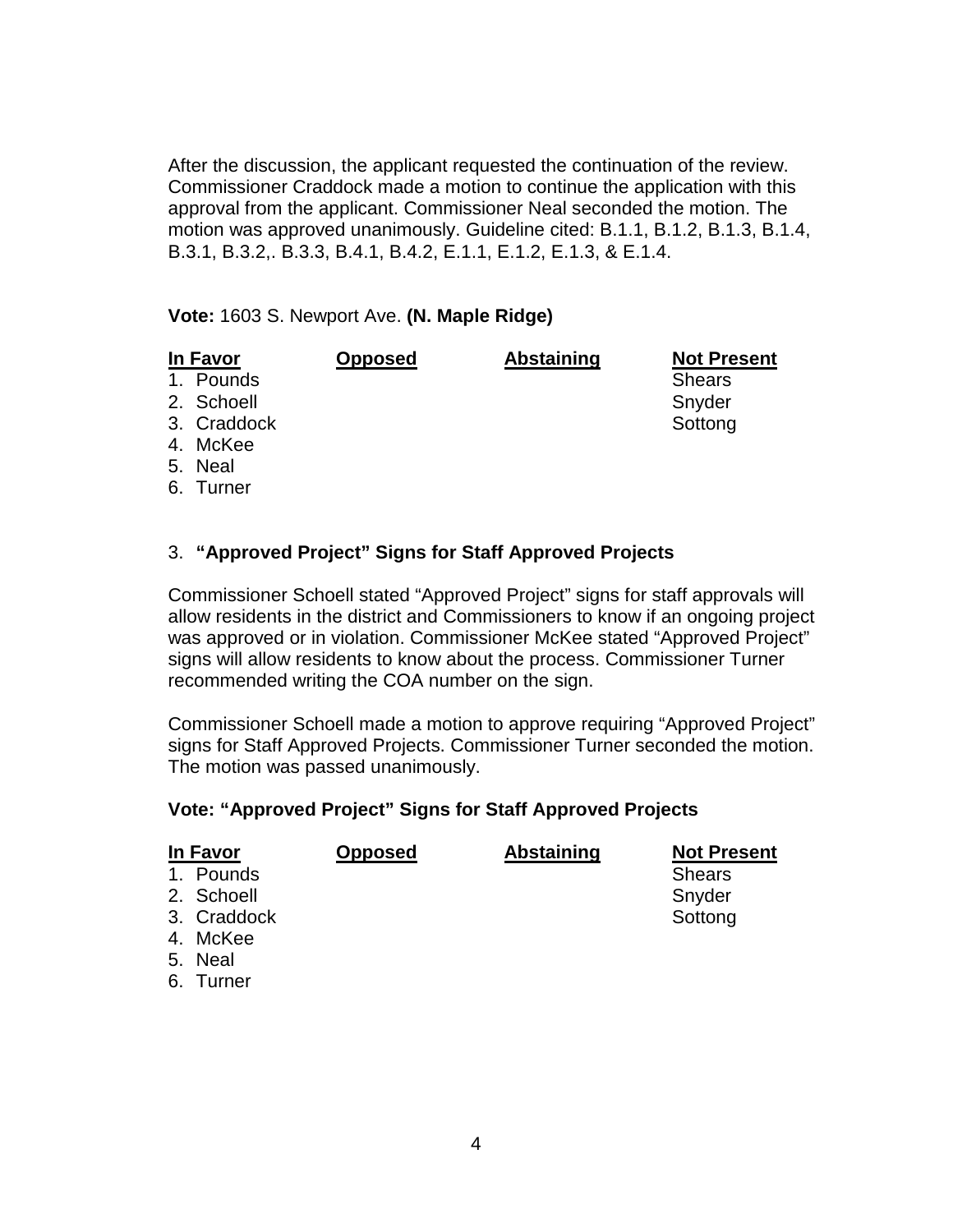After the discussion, the applicant requested the continuation of the review. Commissioner Craddock made a motion to continue the application with this approval from the applicant. Commissioner Neal seconded the motion. The motion was approved unanimously. Guideline cited: B.1.1, B.1.2, B.1.3, B.1.4, B.3.1, B.3.2,. B.3.3, B.4.1, B.4.2, E.1.1, E.1.2, E.1.3, & E.1.4.

**Vote:** 1603 S. Newport Ave. **(N. Maple Ridge)**

| In Favor | Opposed | Abstaining | Not Present |
|---|---|---|---|
| 1. Pounds | | | Shears |
| 2. Schoell | | | Snyder |
| 3. Craddock | | | Sottong |
| 4. McKee | | | |
| 5. Neal | | | |
| 6. Turner | | | |

3. **"Approved Project" Signs for Staff Approved Projects**

Commissioner Schoell stated "Approved Project" signs for staff approvals will allow residents in the district and Commissioners to know if an ongoing project was approved or in violation. Commissioner McKee stated "Approved Project" signs will allow residents to know about the process. Commissioner Turner recommended writing the COA number on the sign.

Commissioner Schoell made a motion to approve requiring "Approved Project" signs for Staff Approved Projects. Commissioner Turner seconded the motion. The motion was passed unanimously.

**Vote: "Approved Project" Signs for Staff Approved Projects**

| In Favor | Opposed | Abstaining | Not Present |
|---|---|---|---|
| 1. Pounds | | | Shears |
| 2. Schoell | | | Snyder |
| 3. Craddock | | | Sottong |
| 4. McKee | | | |
| 5. Neal | | | |
| 6. Turner | | | |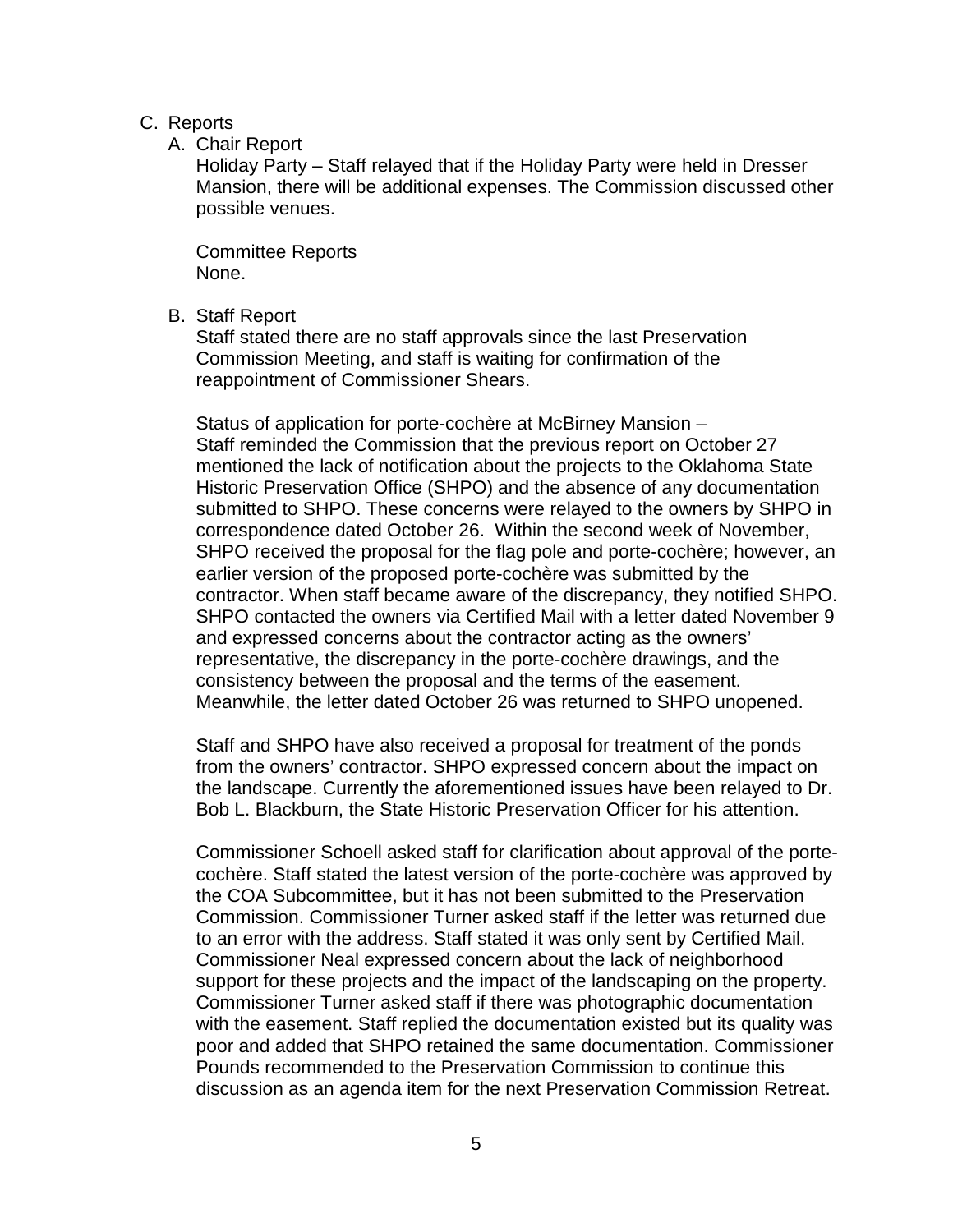C. Reports

A. Chair Report

Holiday Party – Staff relayed that if the Holiday Party were held in Dresser Mansion, there will be additional expenses. The Commission discussed other possible venues.

Committee Reports

None.

B. Staff Report

Staff stated there are no staff approvals since the last Preservation Commission Meeting, and staff is waiting for confirmation of the reappointment of Commissioner Shears.

Status of application for porte-cochère at McBirney Mansion – Staff reminded the Commission that the previous report on October 27 mentioned the lack of notification about the projects to the Oklahoma State Historic Preservation Office (SHPO) and the absence of any documentation submitted to SHPO. These concerns were relayed to the owners by SHPO in correspondence dated October 26. Within the second week of November, SHPO received the proposal for the flag pole and porte-cochère; however, an earlier version of the proposed porte-cochère was submitted by the contractor. When staff became aware of the discrepancy, they notified SHPO. SHPO contacted the owners via Certified Mail with a letter dated November 9 and expressed concerns about the contractor acting as the owners' representative, the discrepancy in the porte-cochère drawings, and the consistency between the proposal and the terms of the easement. Meanwhile, the letter dated October 26 was returned to SHPO unopened.

Staff and SHPO have also received a proposal for treatment of the ponds from the owners' contractor. SHPO expressed concern about the impact on the landscape. Currently the aforementioned issues have been relayed to Dr. Bob L. Blackburn, the State Historic Preservation Officer for his attention.

Commissioner Schoell asked staff for clarification about approval of the porte-cochère. Staff stated the latest version of the porte-cochère was approved by the COA Subcommittee, but it has not been submitted to the Preservation Commission. Commissioner Turner asked staff if the letter was returned due to an error with the address. Staff stated it was only sent by Certified Mail. Commissioner Neal expressed concern about the lack of neighborhood support for these projects and the impact of the landscaping on the property. Commissioner Turner asked staff if there was photographic documentation with the easement. Staff replied the documentation existed but its quality was poor and added that SHPO retained the same documentation. Commissioner Pounds recommended to the Preservation Commission to continue this discussion as an agenda item for the next Preservation Commission Retreat.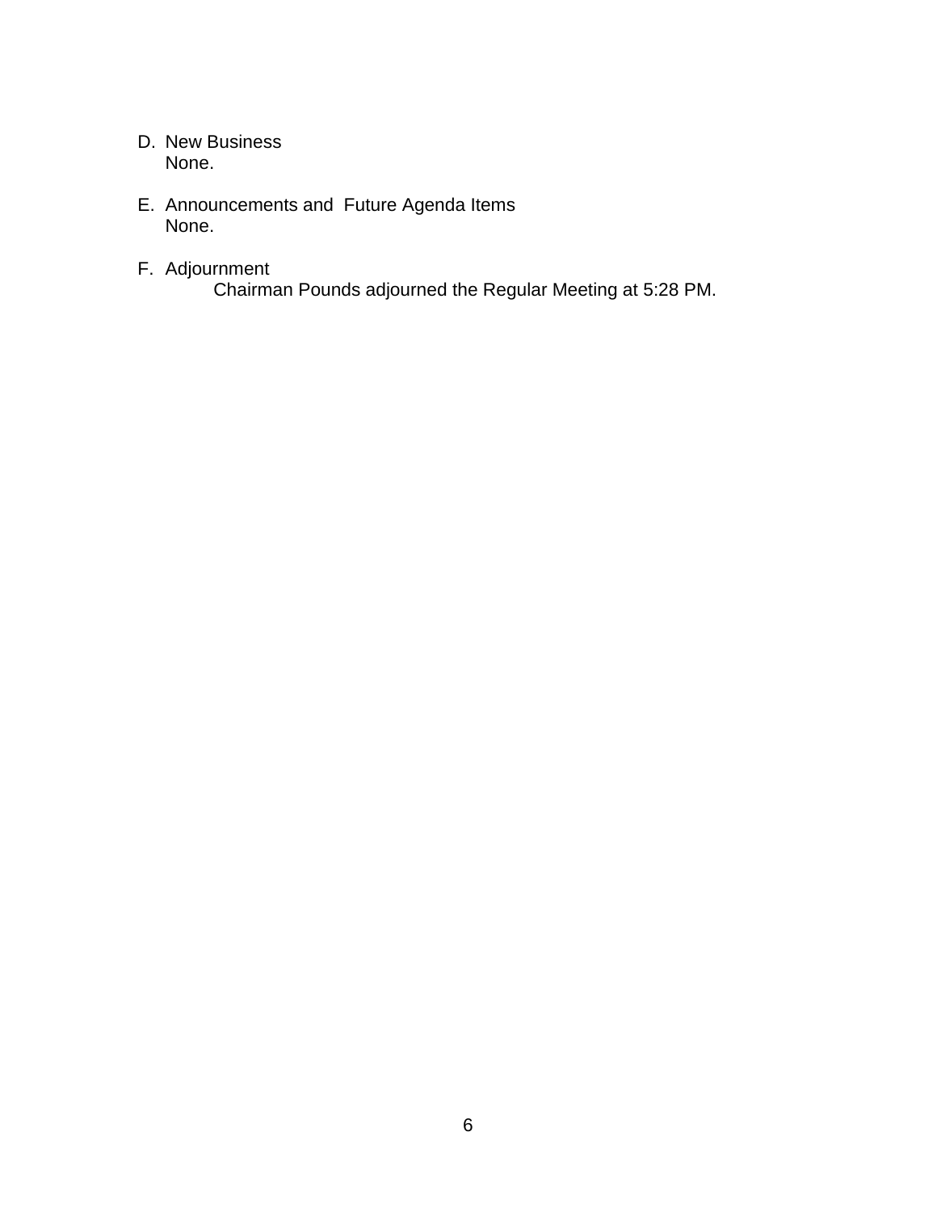D. New Business
   None.

E. Announcements and Future Agenda Items
   None.

F. Adjournment
   Chairman Pounds adjourned the Regular Meeting at 5:28 PM.